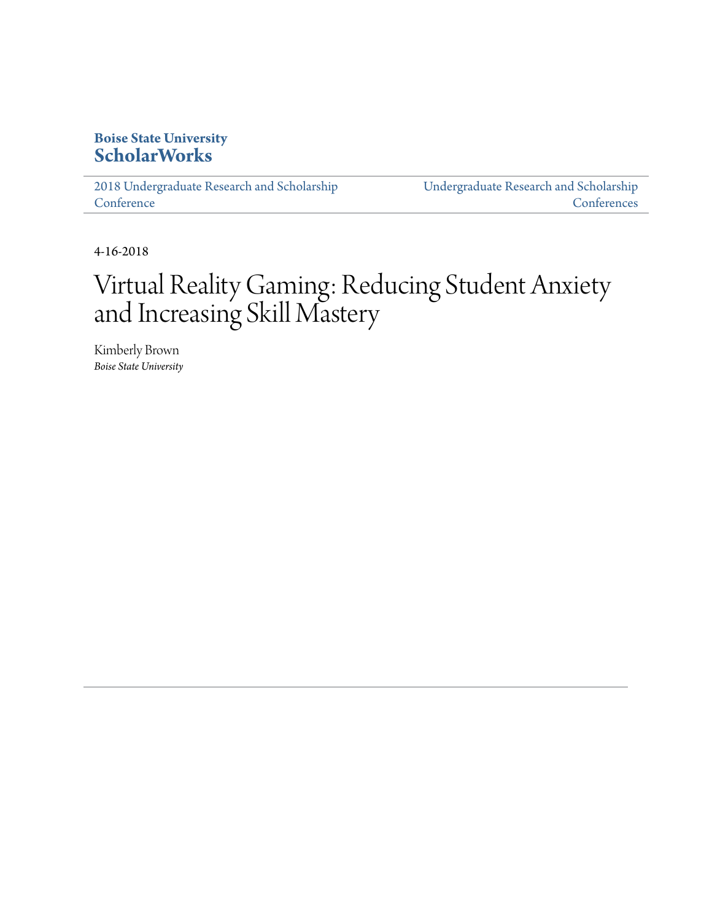**Boise State University**
**ScholarWorks**

2018 Undergraduate Research and Scholarship Conference | Undergraduate Research and Scholarship Conferences

4-16-2018

# Virtual Reality Gaming: Reducing Student Anxiety and Increasing Skill Mastery

Kimberly Brown
*Boise State University*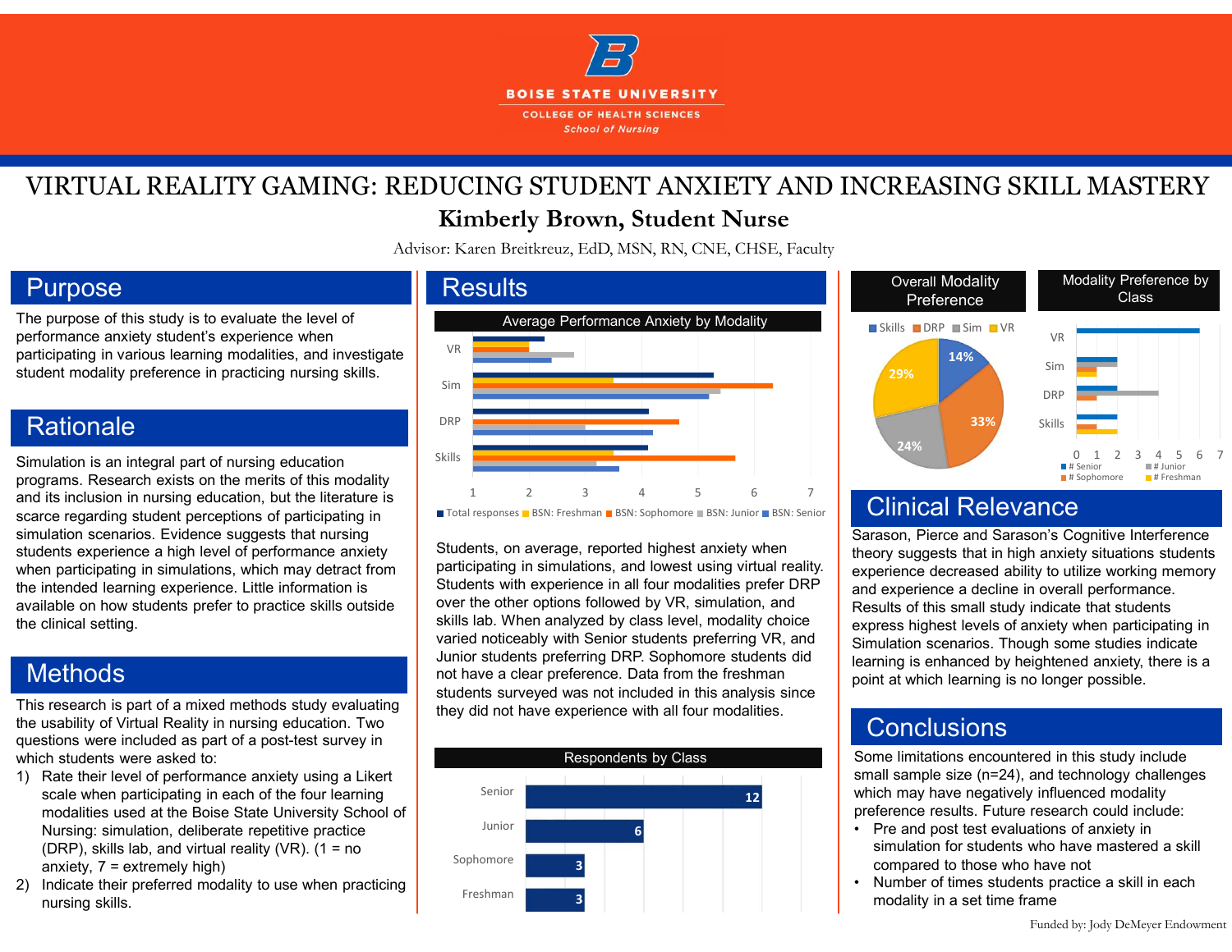BOISE STATE UNIVERSITY
COLLEGE OF HEALTH SCIENCES
*School of Nursing*

# VIRTUAL REALITY GAMING: REDUCING STUDENT ANXIETY AND INCREASING SKILL MASTERY

**Kimberly Brown, Student Nurse**

Advisor: Karen Breitkreuz, EdD, MSN, RN, CNE, CHSE, Faculty

## Purpose

The purpose of this study is to evaluate the level of performance anxiety student's experience when participating in various learning modalities, and investigate student modality preference in practicing nursing skills.

## Rationale

Simulation is an integral part of nursing education programs. Research exists on the merits of this modality and its inclusion in nursing education, but the literature is scarce regarding student perceptions of participating in simulation scenarios. Evidence suggests that nursing students experience a high level of performance anxiety when participating in simulations, which may detract from the intended learning experience. Little information is available on how students prefer to practice skills outside the clinical setting.

## Methods

This research is part of a mixed methods study evaluating the usability of Virtual Reality in nursing education. Two questions were included as part of a post-test survey in which students were asked to:

1) Rate their level of performance anxiety using a Likert scale when participating in each of the four learning modalities used at the Boise State University School of Nursing: simulation, deliberate repetitive practice (DRP), skills lab, and virtual reality (VR). (1 = no anxiety, 7 = extremely high)
2) Indicate their preferred modality to use when practicing nursing skills.

## Results

Average Performance Anxiety by Modality

VR, Sim, DRP, Skills

1 2 3 4 5 6 7

Total responses, BSN: Freshman, BSN: Sophomore, BSN: Junior, BSN: Senior

Students, on average, reported highest anxiety when participating in simulations, and lowest using virtual reality. Students with experience in all four modalities prefer DRP over the other options followed by VR, simulation, and skills lab. When analyzed by class level, modality choice varied noticeably with Senior students preferring VR, and Junior students preferring DRP. Sophomore students did not have a clear preference. Data from the freshman students surveyed was not included in this analysis since they did not have experience with all four modalities.

Respondents by Class

Senior 12
Junior 6
Sophomore 3
Freshman 3

Overall Modality Preference

Skills, DRP, Sim, VR

14%, 33%, 24%, 29%

Modality Preference by Class

VR, Sim, DRP, Skills

0 1 2 3 4 5 6 7

# Senior, # Junior, # Sophomore, # Freshman

## Clinical Relevance

Sarason, Pierce and Sarason's Cognitive Interference theory suggests that in high anxiety situations students experience decreased ability to utilize working memory and experience a decline in overall performance. Results of this small study indicate that students express highest levels of anxiety when participating in Simulation scenarios. Though some studies indicate learning is enhanced by heightened anxiety, there is a point at which learning is no longer possible.

## Conclusions

Some limitations encountered in this study include small sample size (n=24), and technology challenges which may have negatively influenced modality preference results. Future research could include:

- Pre and post test evaluations of anxiety in simulation for students who have mastered a skill compared to those who have not
- Number of times students practice a skill in each modality in a set time frame

Funded by: Jody DeMeyer Endowment